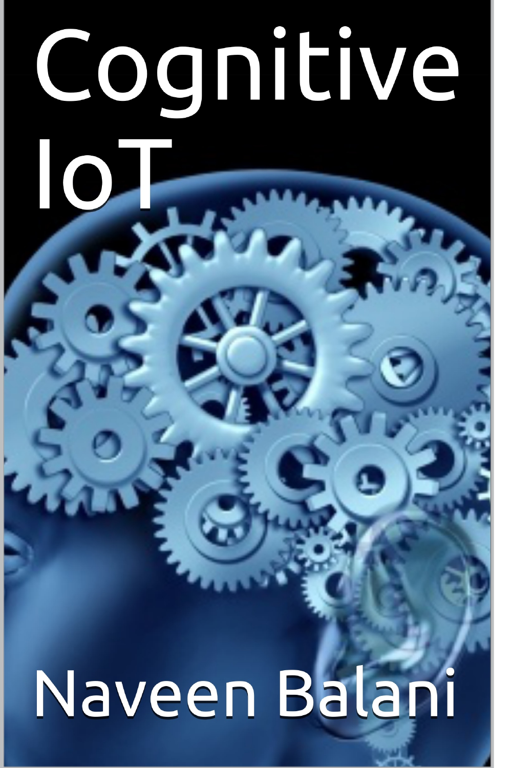# Cognitive IoT

Naveen Balani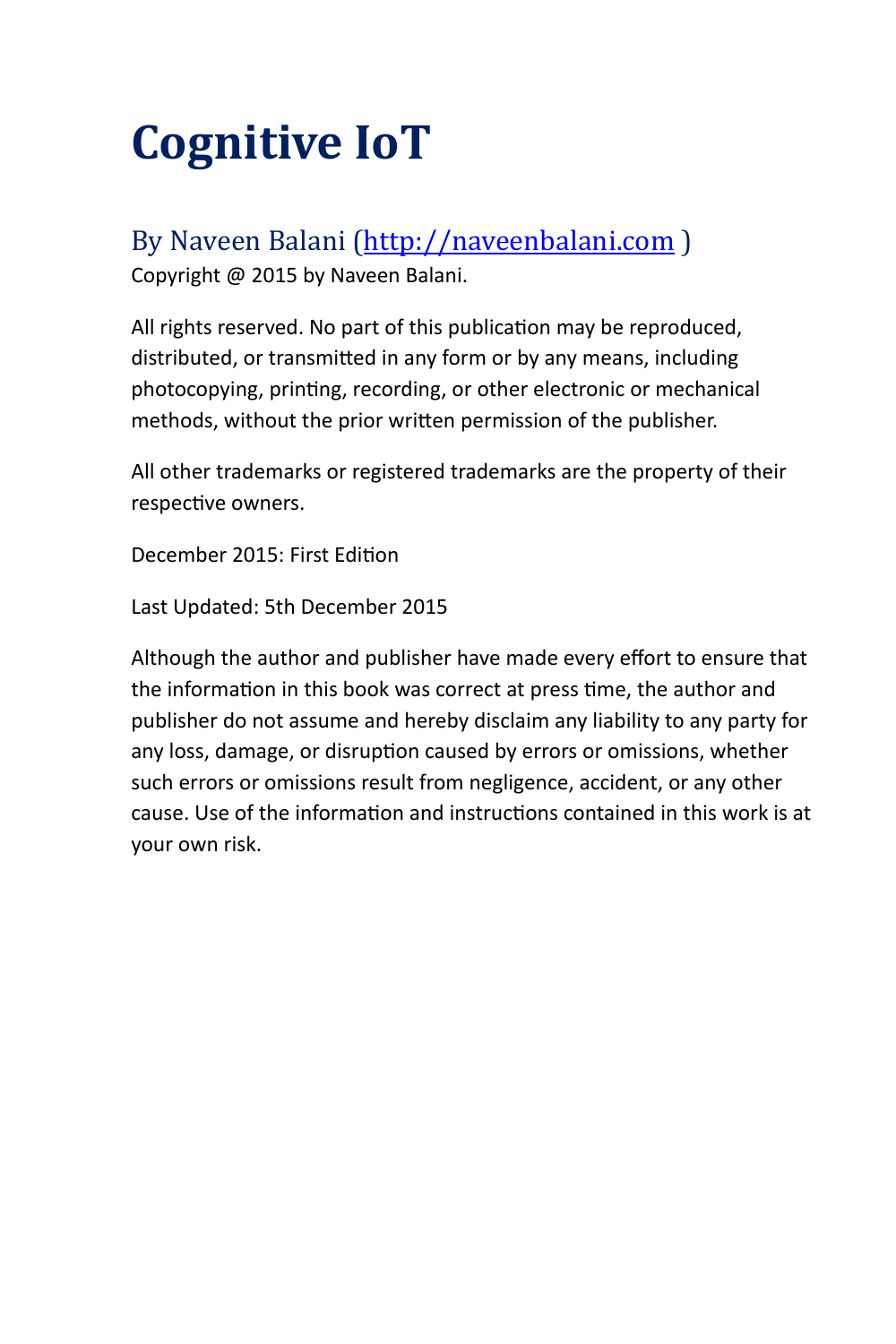# Cognitive IoT

By Naveen Balani (http://naveenbalani.com )

Copyright @ 2015 by Naveen Balani.

All rights reserved. No part of this publication may be reproduced, distributed, or transmitted in any form or by any means, including photocopying, printing, recording, or other electronic or mechanical methods, without the prior written permission of the publisher.

All other trademarks or registered trademarks are the property of their respective owners.

December 2015: First Edition

Last Updated: 5th December 2015

Although the author and publisher have made every effort to ensure that the information in this book was correct at press time, the author and publisher do not assume and hereby disclaim any liability to any party for any loss, damage, or disruption caused by errors or omissions, whether such errors or omissions result from negligence, accident, or any other cause. Use of the information and instructions contained in this work is at your own risk.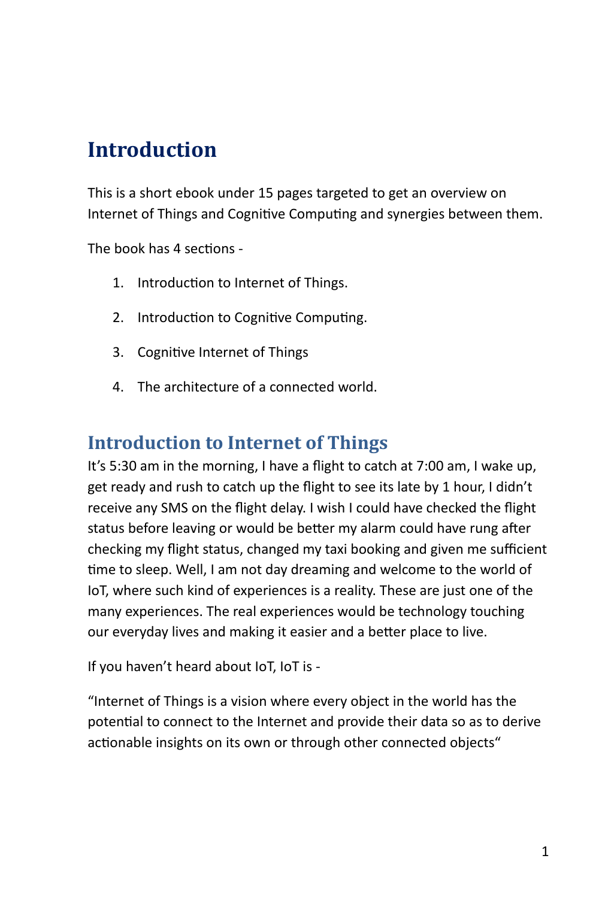# Introduction

This is a short ebook under 15 pages targeted to get an overview on Internet of Things and Cognitive Computing and synergies between them.

The book has 4 sections -

1. Introduction to Internet of Things.
2. Introduction to Cognitive Computing.
3. Cognitive Internet of Things
4. The architecture of a connected world.

## Introduction to Internet of Things

It's 5:30 am in the morning, I have a flight to catch at 7:00 am, I wake up, get ready and rush to catch up the flight to see its late by 1 hour, I didn't receive any SMS on the flight delay. I wish I could have checked the flight status before leaving or would be better my alarm could have rung after checking my flight status, changed my taxi booking and given me sufficient time to sleep. Well, I am not day dreaming and welcome to the world of IoT, where such kind of experiences is a reality. These are just one of the many experiences. The real experiences would be technology touching our everyday lives and making it easier and a better place to live.

If you haven't heard about IoT, IoT is -

"Internet of Things is a vision where every object in the world has the potential to connect to the Internet and provide their data so as to derive actionable insights on its own or through other connected objects"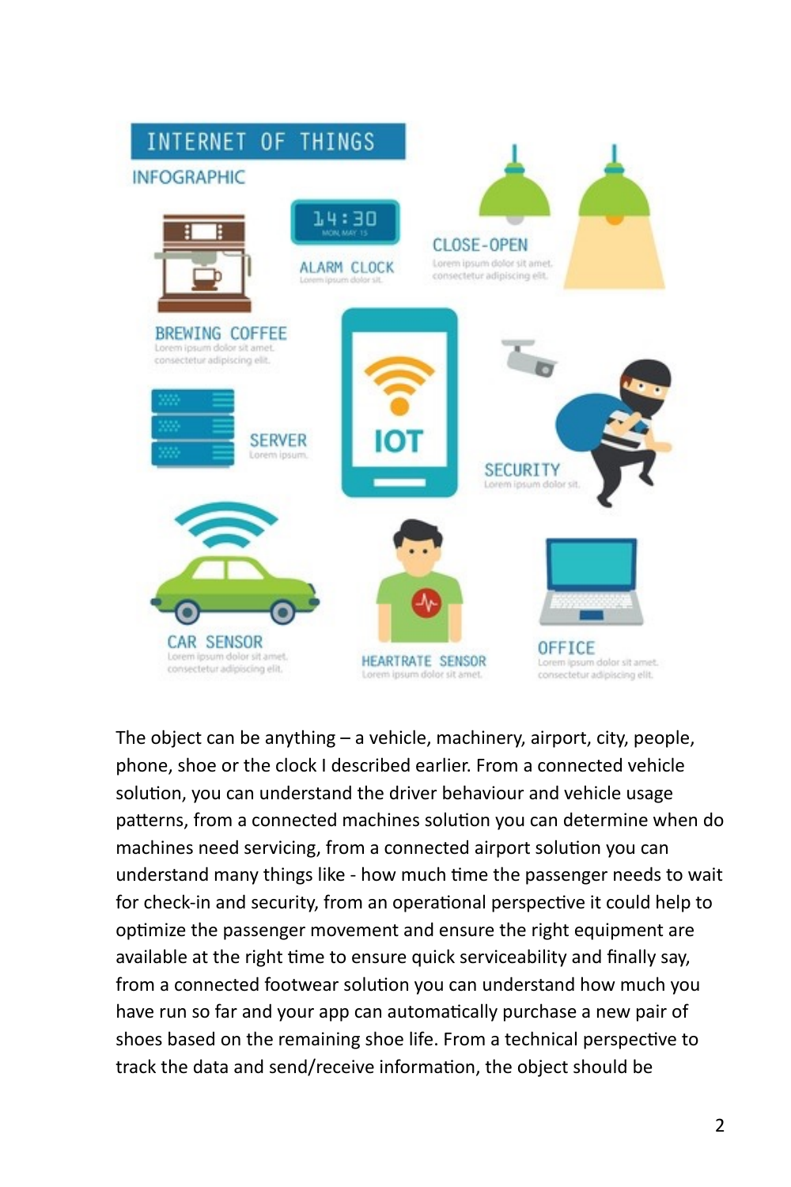The object can be anything – a vehicle, machinery, airport, city, people, phone, shoe or the clock I described earlier. From a connected vehicle solution, you can understand the driver behaviour and vehicle usage patterns, from a connected machines solution you can determine when do machines need servicing, from a connected airport solution you can understand many things like - how much time the passenger needs to wait for check-in and security, from an operational perspective it could help to optimize the passenger movement and ensure the right equipment are available at the right time to ensure quick serviceability and finally say, from a connected footwear solution you can understand how much you have run so far and your app can automatically purchase a new pair of shoes based on the remaining shoe life. From a technical perspective to track the data and send/receive information, the object should be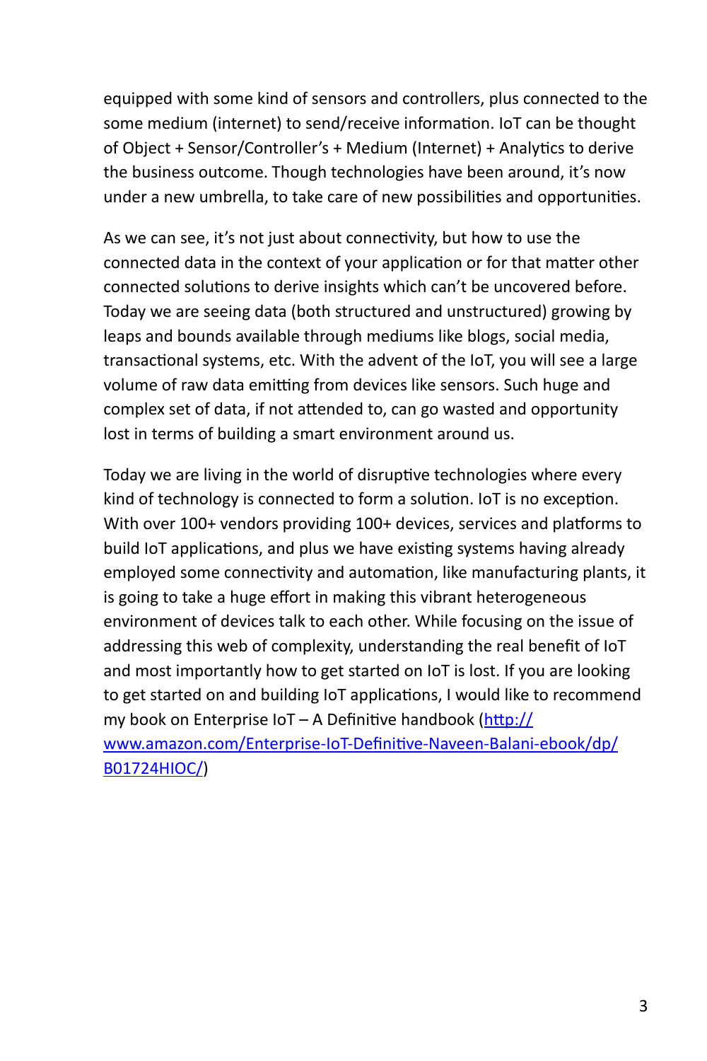equipped with some kind of sensors and controllers, plus connected to the some medium (internet) to send/receive information. IoT can be thought of Object + Sensor/Controller's + Medium (Internet) + Analytics to derive the business outcome. Though technologies have been around, it's now under a new umbrella, to take care of new possibilities and opportunities.

As we can see, it's not just about connectivity, but how to use the connected data in the context of your application or for that matter other connected solutions to derive insights which can't be uncovered before. Today we are seeing data (both structured and unstructured) growing by leaps and bounds available through mediums like blogs, social media, transactional systems, etc. With the advent of the IoT, you will see a large volume of raw data emitting from devices like sensors. Such huge and complex set of data, if not attended to, can go wasted and opportunity lost in terms of building a smart environment around us.

Today we are living in the world of disruptive technologies where every kind of technology is connected to form a solution. IoT is no exception. With over 100+ vendors providing 100+ devices, services and platforms to build IoT applications, and plus we have existing systems having already employed some connectivity and automation, like manufacturing plants, it is going to take a huge effort in making this vibrant heterogeneous environment of devices talk to each other. While focusing on the issue of addressing this web of complexity, understanding the real benefit of IoT and most importantly how to get started on IoT is lost. If you are looking to get started on and building IoT applications, I would like to recommend my book on Enterprise IoT – A Definitive handbook ([http://www.amazon.com/Enterprise-IoT-Definitive-Naveen-Balani-ebook/dp/B01724HIOC/](http://www.amazon.com/Enterprise-IoT-Definitive-Naveen-Balani-ebook/dp/B01724HIOC/))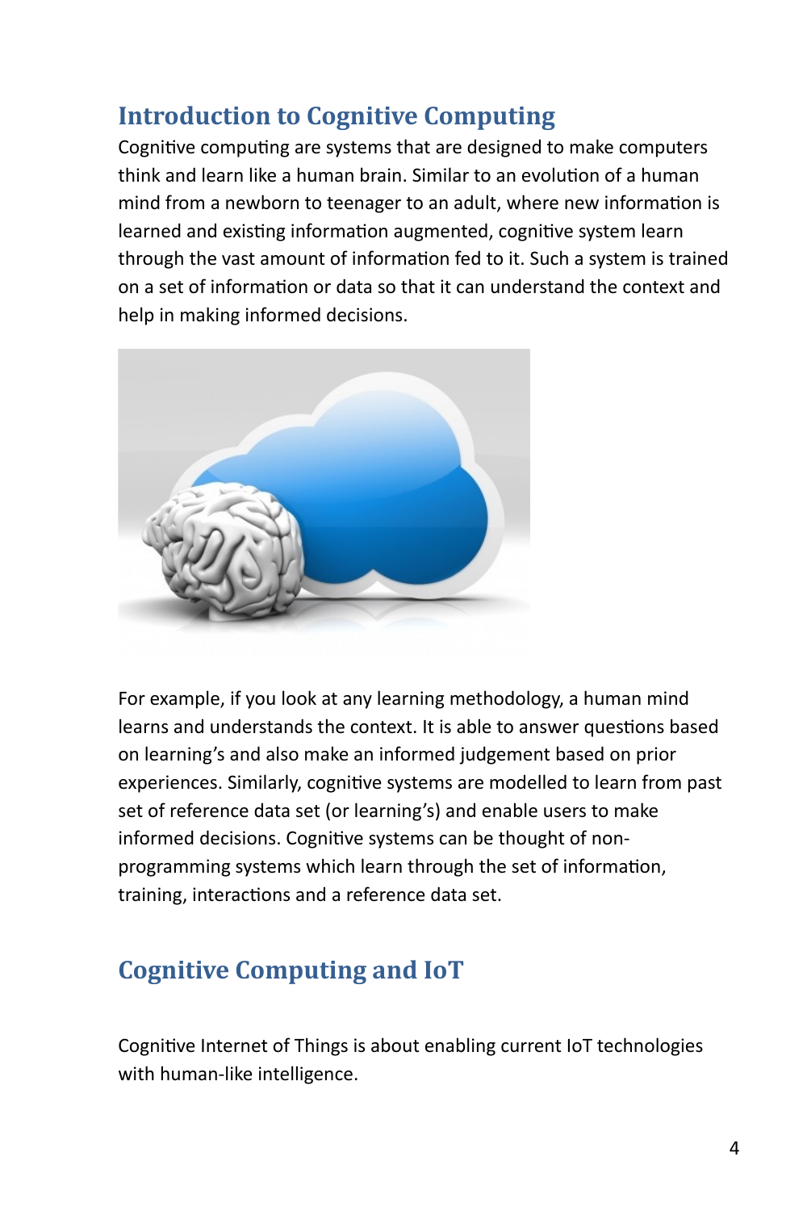## Introduction to Cognitive Computing

Cognitive computing are systems that are designed to make computers think and learn like a human brain. Similar to an evolution of a human mind from a newborn to teenager to an adult, where new information is learned and existing information augmented, cognitive system learn through the vast amount of information fed to it. Such a system is trained on a set of information or data so that it can understand the context and help in making informed decisions.

For example, if you look at any learning methodology, a human mind learns and understands the context. It is able to answer questions based on learning's and also make an informed judgement based on prior experiences. Similarly, cognitive systems are modelled to learn from past set of reference data set (or learning's) and enable users to make informed decisions. Cognitive systems can be thought of non-programming systems which learn through the set of information, training, interactions and a reference data set.

## Cognitive Computing and IoT

Cognitive Internet of Things is about enabling current IoT technologies with human-like intelligence.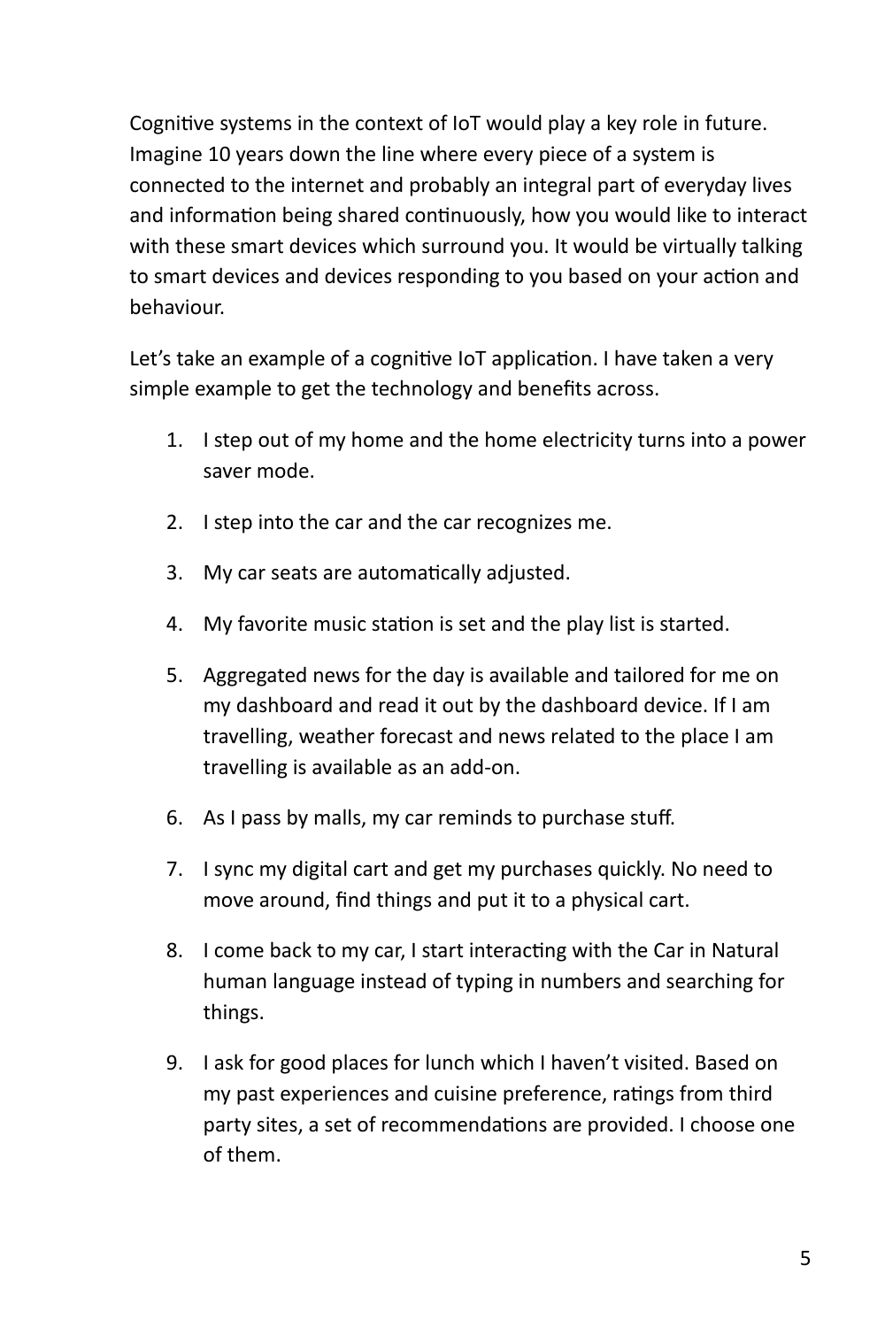Cognitive systems in the context of IoT would play a key role in future. Imagine 10 years down the line where every piece of a system is connected to the internet and probably an integral part of everyday lives and information being shared continuously, how you would like to interact with these smart devices which surround you. It would be virtually talking to smart devices and devices responding to you based on your action and behaviour.

Let's take an example of a cognitive IoT application. I have taken a very simple example to get the technology and benefits across.

1. I step out of my home and the home electricity turns into a power saver mode.
2. I step into the car and the car recognizes me.
3. My car seats are automatically adjusted.
4. My favorite music station is set and the play list is started.
5. Aggregated news for the day is available and tailored for me on my dashboard and read it out by the dashboard device. If I am travelling, weather forecast and news related to the place I am travelling is available as an add-on.
6. As I pass by malls, my car reminds to purchase stuff.
7. I sync my digital cart and get my purchases quickly. No need to move around, find things and put it to a physical cart.
8. I come back to my car, I start interacting with the Car in Natural human language instead of typing in numbers and searching for things.
9. I ask for good places for lunch which I haven't visited. Based on my past experiences and cuisine preference, ratings from third party sites, a set of recommendations are provided. I choose one of them.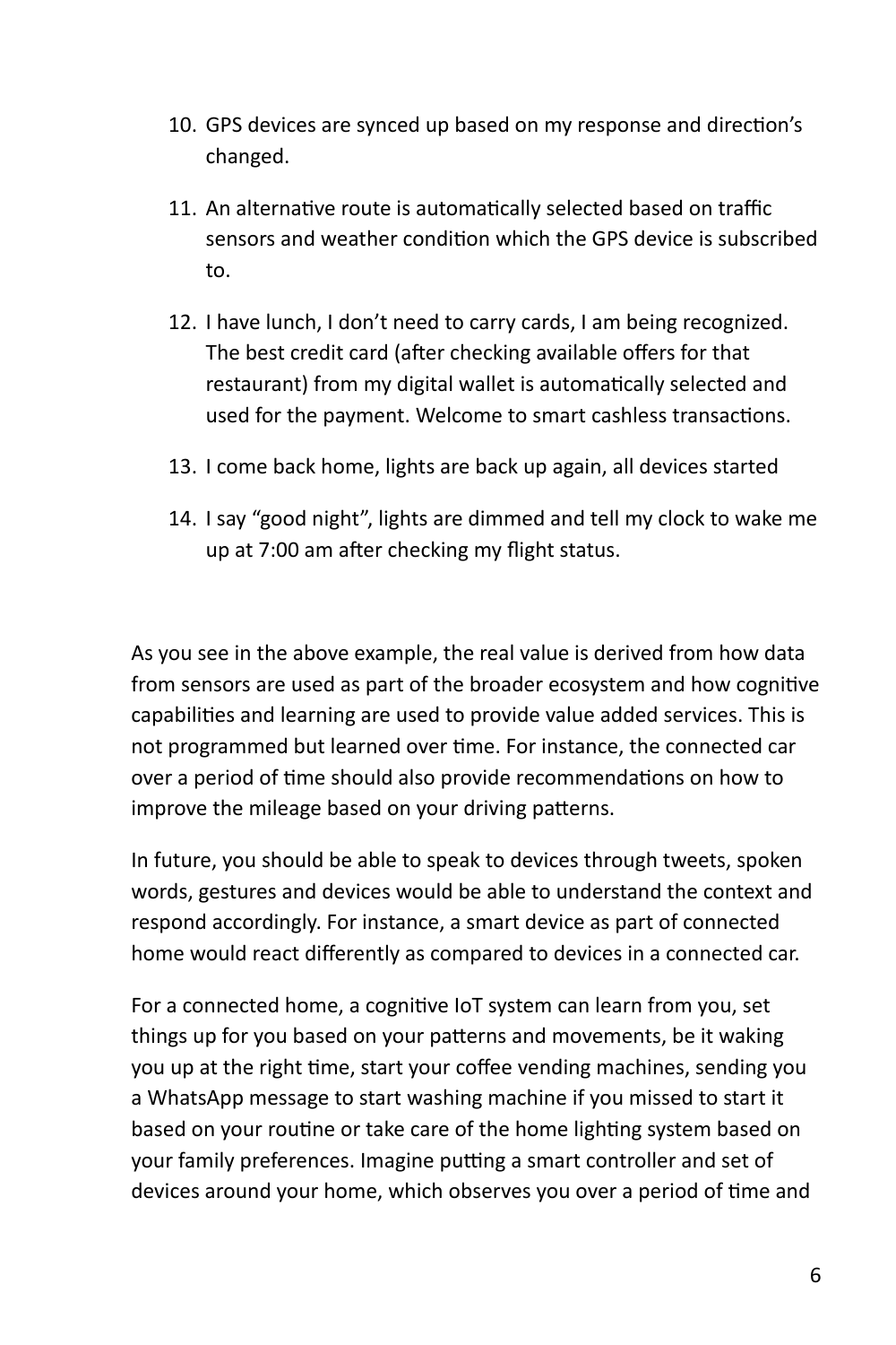10. GPS devices are synced up based on my response and direction's changed.

11. An alternative route is automatically selected based on traffic sensors and weather condition which the GPS device is subscribed to.

12. I have lunch, I don't need to carry cards, I am being recognized. The best credit card (after checking available offers for that restaurant) from my digital wallet is automatically selected and used for the payment. Welcome to smart cashless transactions.

13. I come back home, lights are back up again, all devices started

14. I say "good night", lights are dimmed and tell my clock to wake me up at 7:00 am after checking my flight status.

As you see in the above example, the real value is derived from how data from sensors are used as part of the broader ecosystem and how cognitive capabilities and learning are used to provide value added services. This is not programmed but learned over time. For instance, the connected car over a period of time should also provide recommendations on how to improve the mileage based on your driving patterns.

In future, you should be able to speak to devices through tweets, spoken words, gestures and devices would be able to understand the context and respond accordingly. For instance, a smart device as part of connected home would react differently as compared to devices in a connected car.

For a connected home, a cognitive IoT system can learn from you, set things up for you based on your patterns and movements, be it waking you up at the right time, start your coffee vending machines, sending you a WhatsApp message to start washing machine if you missed to start it based on your routine or take care of the home lighting system based on your family preferences. Imagine putting a smart controller and set of devices around your home, which observes you over a period of time and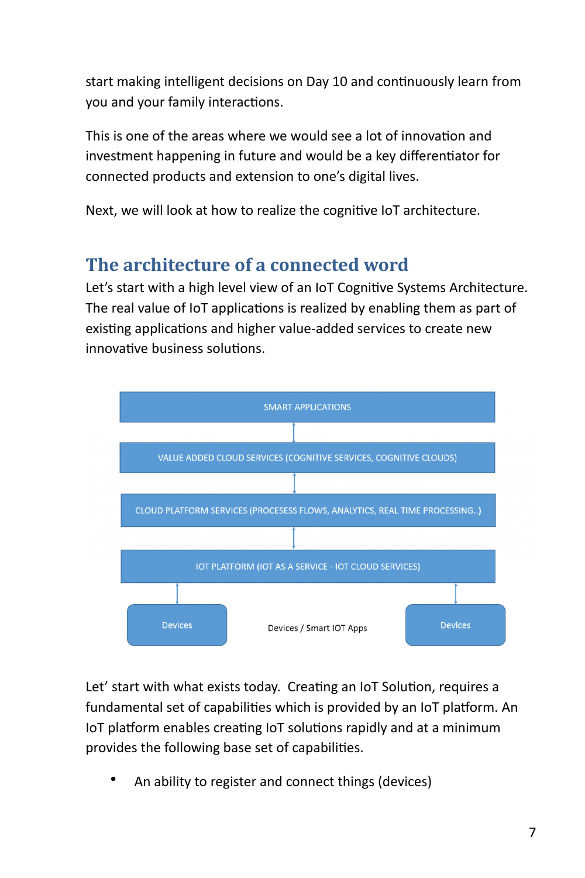start making intelligent decisions on Day 10 and continuously learn from you and your family interactions.

This is one of the areas where we would see a lot of innovation and investment happening in future and would be a key differentiator for connected products and extension to one's digital lives.

Next, we will look at how to realize the cognitive IoT architecture.

## The architecture of a connected word

Let's start with a high level view of an IoT Cognitive Systems Architecture. The real value of IoT applications is realized by enabling them as part of existing applications and higher value-added services to create new innovative business solutions.

SMART APPLICATIONS

VALUE ADDED CLOUD SERVICES (COGNITIVE SERVICES, COGNITIVE CLOUDS)

CLOUD PLATFORM SERVICES (PROCESESS FLOWS, ANALYTICS, REAL TIME PROCESSING..)

IOT PLATFORM (IOT AS A SERVICE - IOT CLOUD SERVICES)

Devices | Devices / Smart IOT Apps | Devices

Let' start with what exists today. Creating an IoT Solution, requires a fundamental set of capabilities which is provided by an IoT platform. An IoT platform enables creating IoT solutions rapidly and at a minimum provides the following base set of capabilities.

- An ability to register and connect things (devices)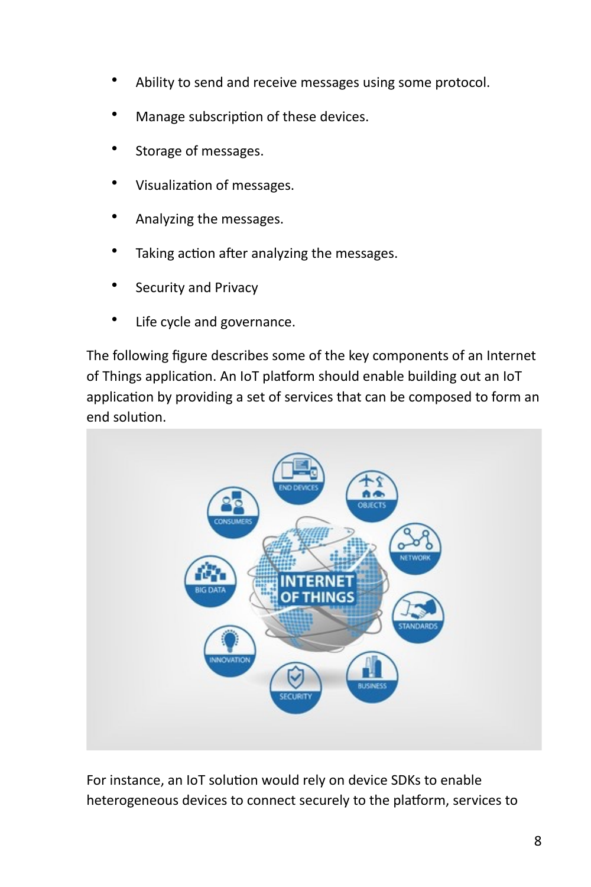- Ability to send and receive messages using some protocol.
- Manage subscription of these devices.
- Storage of messages.
- Visualization of messages.
- Analyzing the messages.
- Taking action after analyzing the messages.
- Security and Privacy
- Life cycle and governance.

The following figure describes some of the key components of an Internet of Things application. An IoT platform should enable building out an IoT application by providing a set of services that can be composed to form an end solution.

For instance, an IoT solution would rely on device SDKs to enable heterogeneous devices to connect securely to the platform, services to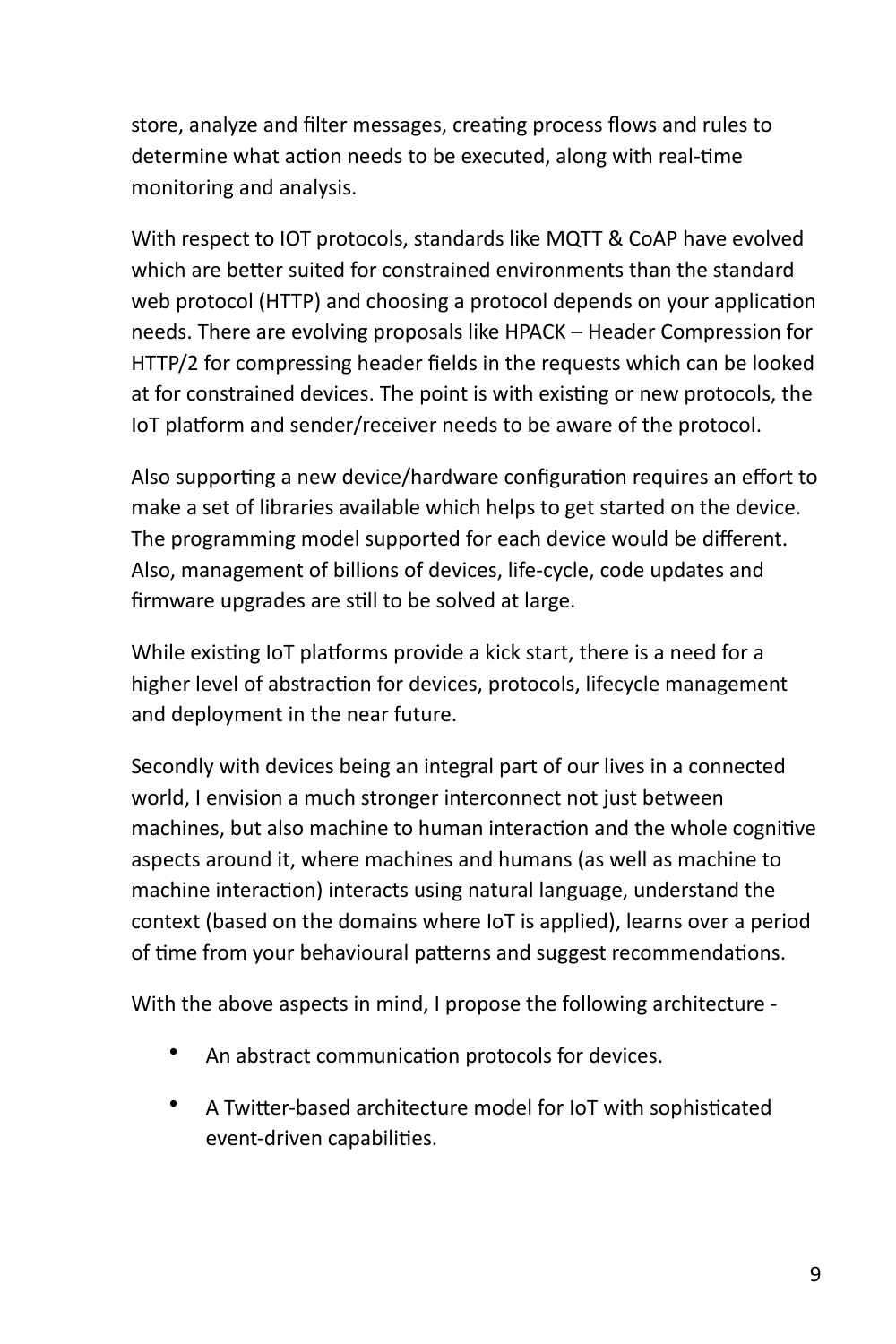store, analyze and filter messages, creating process flows and rules to determine what action needs to be executed, along with real-time monitoring and analysis.

With respect to IOT protocols, standards like MQTT & CoAP have evolved which are better suited for constrained environments than the standard web protocol (HTTP) and choosing a protocol depends on your application needs. There are evolving proposals like HPACK – Header Compression for HTTP/2 for compressing header fields in the requests which can be looked at for constrained devices. The point is with existing or new protocols, the IoT platform and sender/receiver needs to be aware of the protocol.

Also supporting a new device/hardware configuration requires an effort to make a set of libraries available which helps to get started on the device. The programming model supported for each device would be different. Also, management of billions of devices, life-cycle, code updates and firmware upgrades are still to be solved at large.

While existing IoT platforms provide a kick start, there is a need for a higher level of abstraction for devices, protocols, lifecycle management and deployment in the near future.

Secondly with devices being an integral part of our lives in a connected world, I envision a much stronger interconnect not just between machines, but also machine to human interaction and the whole cognitive aspects around it, where machines and humans (as well as machine to machine interaction) interacts using natural language, understand the context (based on the domains where IoT is applied), learns over a period of time from your behavioural patterns and suggest recommendations.

With the above aspects in mind, I propose the following architecture -

- An abstract communication protocols for devices.
- A Twitter-based architecture model for IoT with sophisticated event-driven capabilities.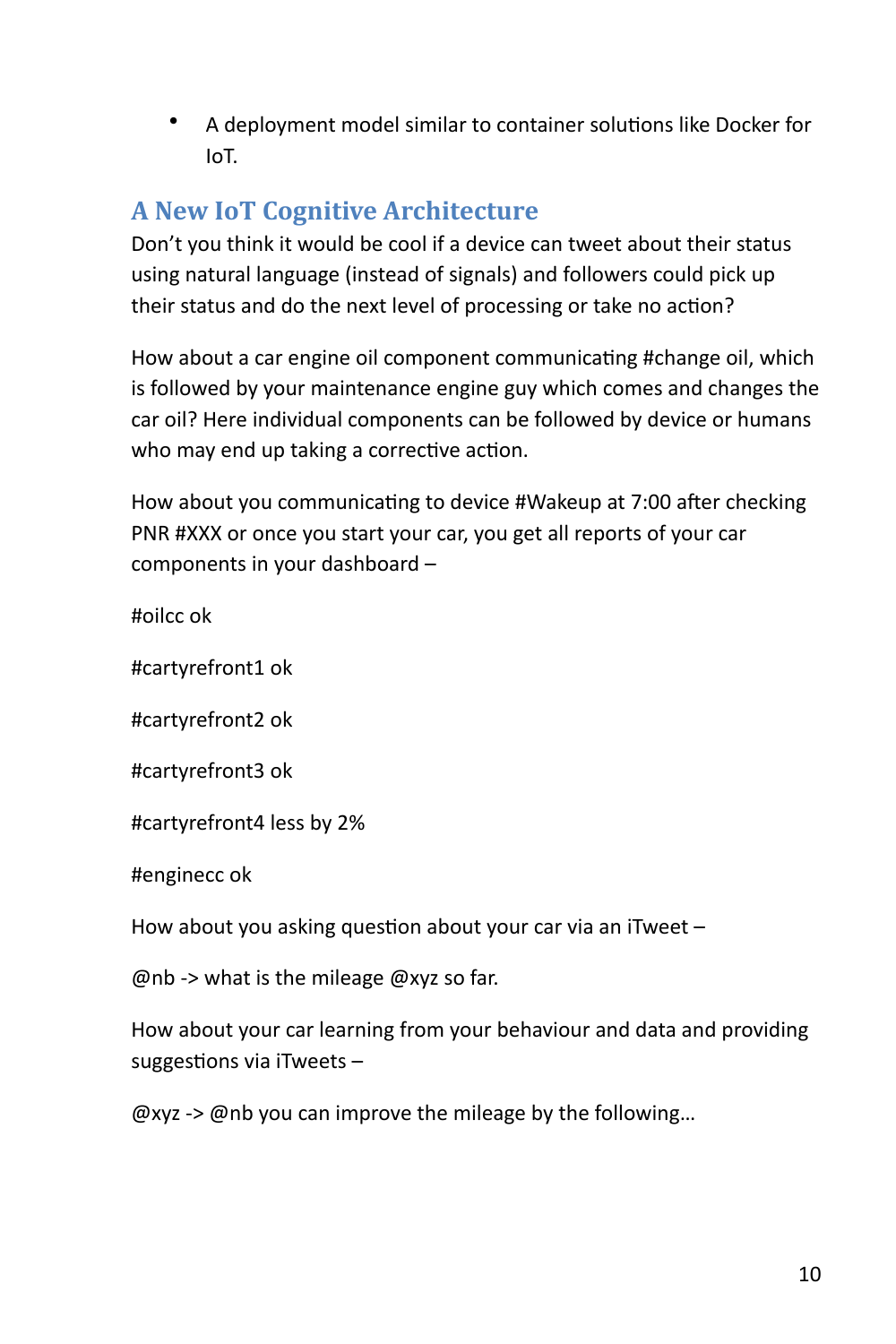- A deployment model similar to container solutions like Docker for IoT.

## A New IoT Cognitive Architecture

Don't you think it would be cool if a device can tweet about their status using natural language (instead of signals) and followers could pick up their status and do the next level of processing or take no action?

How about a car engine oil component communicating #change oil, which is followed by your maintenance engine guy which comes and changes the car oil? Here individual components can be followed by device or humans who may end up taking a corrective action.

How about you communicating to device #Wakeup at 7:00 after checking PNR #XXX or once you start your car, you get all reports of your car components in your dashboard –

#oilcc ok

#cartyrefront1 ok

#cartyrefront2 ok

#cartyrefront3 ok

#cartyrefront4 less by 2%

#enginecc ok

How about you asking question about your car via an iTweet –

@nb -> what is the mileage @xyz so far.

How about your car learning from your behaviour and data and providing suggestions via iTweets –

@xyz -> @nb you can improve the mileage by the following…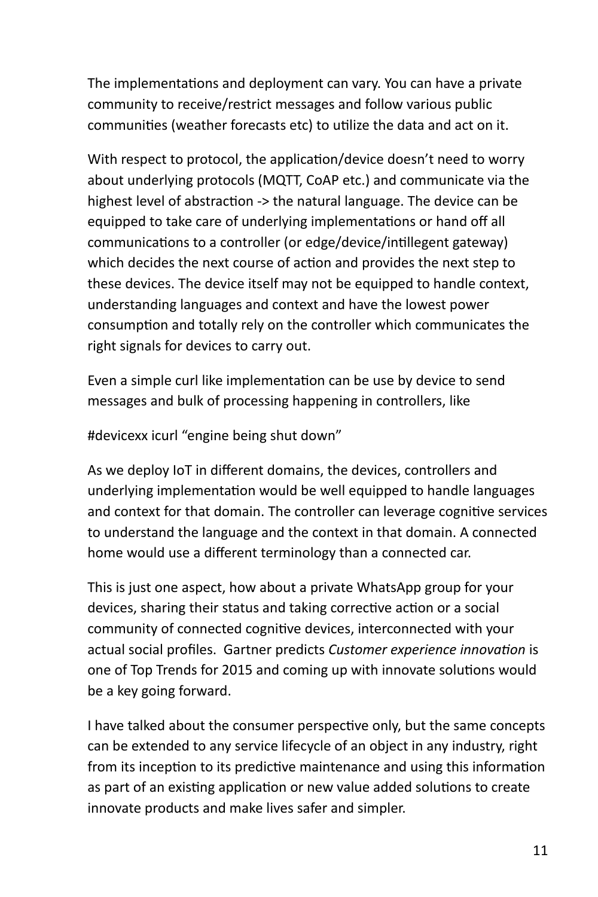The implementations and deployment can vary. You can have a private community to receive/restrict messages and follow various public communities (weather forecasts etc) to utilize the data and act on it.

With respect to protocol, the application/device doesn't need to worry about underlying protocols (MQTT, CoAP etc.) and communicate via the highest level of abstraction -> the natural language. The device can be equipped to take care of underlying implementations or hand off all communications to a controller (or edge/device/intillegent gateway) which decides the next course of action and provides the next step to these devices. The device itself may not be equipped to handle context, understanding languages and context and have the lowest power consumption and totally rely on the controller which communicates the right signals for devices to carry out.

Even a simple curl like implementation can be use by device to send messages and bulk of processing happening in controllers, like

#devicexx icurl "engine being shut down"

As we deploy IoT in different domains, the devices, controllers and underlying implementation would be well equipped to handle languages and context for that domain. The controller can leverage cognitive services to understand the language and the context in that domain. A connected home would use a different terminology than a connected car.

This is just one aspect, how about a private WhatsApp group for your devices, sharing their status and taking corrective action or a social community of connected cognitive devices, interconnected with your actual social profiles. Gartner predicts *Customer experience innovation* is one of Top Trends for 2015 and coming up with innovate solutions would be a key going forward.

I have talked about the consumer perspective only, but the same concepts can be extended to any service lifecycle of an object in any industry, right from its inception to its predictive maintenance and using this information as part of an existing application or new value added solutions to create innovate products and make lives safer and simpler.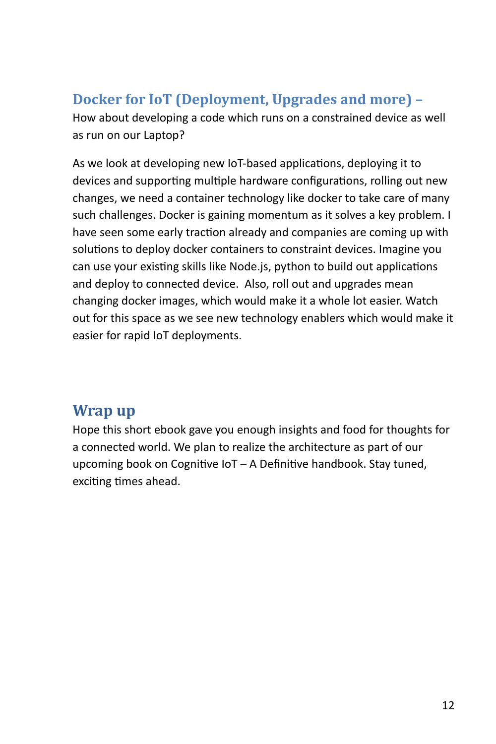## Docker for IoT (Deployment, Upgrades and more) –

How about developing a code which runs on a constrained device as well as run on our Laptop?

As we look at developing new IoT-based applications, deploying it to devices and supporting multiple hardware configurations, rolling out new changes, we need a container technology like docker to take care of many such challenges. Docker is gaining momentum as it solves a key problem. I have seen some early traction already and companies are coming up with solutions to deploy docker containers to constraint devices. Imagine you can use your existing skills like Node.js, python to build out applications and deploy to connected device.  Also, roll out and upgrades mean changing docker images, which would make it a whole lot easier. Watch out for this space as we see new technology enablers which would make it easier for rapid IoT deployments.

## Wrap up

Hope this short ebook gave you enough insights and food for thoughts for a connected world. We plan to realize the architecture as part of our upcoming book on Cognitive IoT – A Definitive handbook. Stay tuned, exciting times ahead.